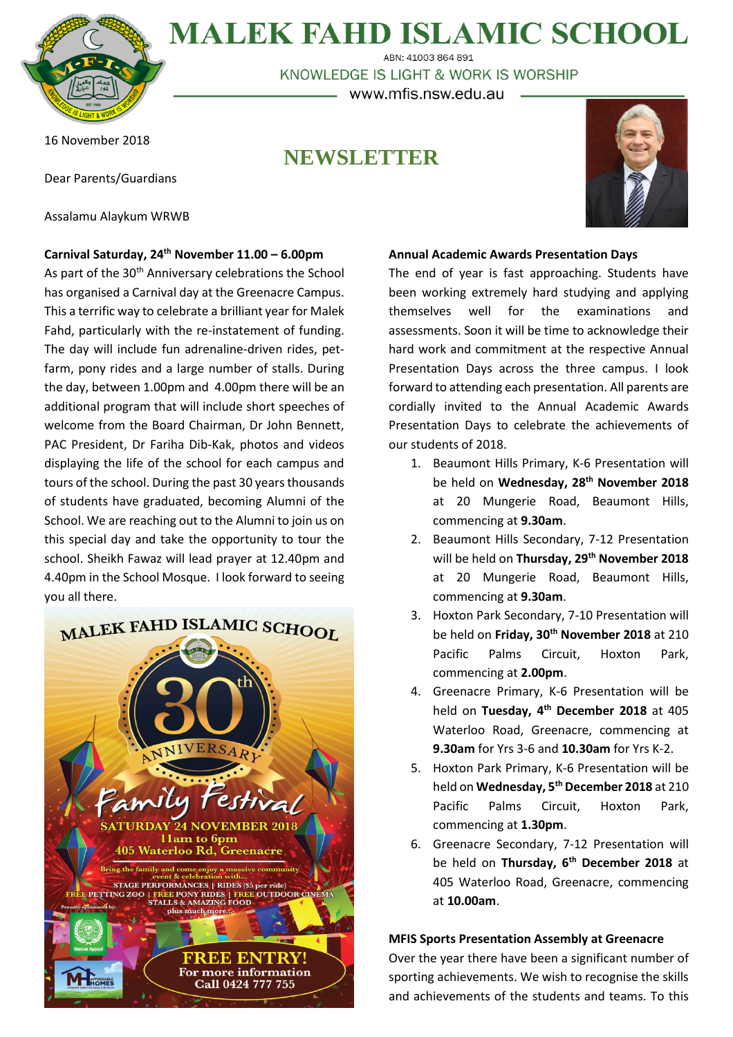# MALEK FAHD ISLAMIC SCHOOL

ABN: 41003 864 891

KNOWLEDGE IS LIGHT & WORK IS WORSHIP

www.mfis.nsw.edu.au

16 November 2018

## NEWSLETTER

Dear Parents/Guardians

Assalamu Alaykum WRWB

**Carnival Saturday, 24th November 11.00 – 6.00pm**

As part of the 30th Anniversary celebrations the School has organised a Carnival day at the Greenacre Campus. This a terrific way to celebrate a brilliant year for Malek Fahd, particularly with the re-instatement of funding. The day will include fun adrenaline-driven rides, pet-farm, pony rides and a large number of stalls. During the day, between 1.00pm and 4.00pm there will be an additional program that will include short speeches of welcome from the Board Chairman, Dr John Bennett, PAC President, Dr Fariha Dib-Kak, photos and videos displaying the life of the school for each campus and tours of the school. During the past 30 years thousands of students have graduated, becoming Alumni of the School. We are reaching out to the Alumni to join us on this special day and take the opportunity to tour the school. Sheikh Fawaz will lead prayer at 12.40pm and 4.40pm in the School Mosque. I look forward to seeing you all there.

MALEK FAHD ISLAMIC SCHOOL

30th ANNIVERSARY

Family Festival

SATURDAY 24 NOVEMBER 2018

11am to 6pm

405 Waterloo Rd, Greenacre

Bring the family and come enjoy a massive community event & celebration with...

STAGE PERFORMANCES | RIDES ($5 per ride)

FREE PETTING ZOO | FREE PONY RIDES | FREE OUTDOOR CINEMA

STALLS & AMAZING FOOD

plus much more...

Proudly sponsored by:

FREE ENTRY!

For more information

Call 0424 777 755

**Annual Academic Awards Presentation Days**

The end of year is fast approaching. Students have been working extremely hard studying and applying themselves well for the examinations and assessments. Soon it will be time to acknowledge their hard work and commitment at the respective Annual Presentation Days across the three campus. I look forward to attending each presentation. All parents are cordially invited to the Annual Academic Awards Presentation Days to celebrate the achievements of our students of 2018.

1. Beaumont Hills Primary, K-6 Presentation will be held on **Wednesday, 28th November 2018** at 20 Mungerie Road, Beaumont Hills, commencing at **9.30am**.
2. Beaumont Hills Secondary, 7-12 Presentation will be held on **Thursday, 29th November 2018** at 20 Mungerie Road, Beaumont Hills, commencing at **9.30am**.
3. Hoxton Park Secondary, 7-10 Presentation will be held on **Friday, 30th November 2018** at 210 Pacific Palms Circuit, Hoxton Park, commencing at **2.00pm**.
4. Greenacre Primary, K-6 Presentation will be held on **Tuesday, 4th December 2018** at 405 Waterloo Road, Greenacre, commencing at **9.30am** for Yrs 3-6 and **10.30am** for Yrs K-2.
5. Hoxton Park Primary, K-6 Presentation will be held on **Wednesday, 5th December 2018** at 210 Pacific Palms Circuit, Hoxton Park, commencing at **1.30pm**.
6. Greenacre Secondary, 7-12 Presentation will be held on **Thursday, 6th December 2018** at 405 Waterloo Road, Greenacre, commencing at **10.00am**.

**MFIS Sports Presentation Assembly at Greenacre**

Over the year there have been a significant number of sporting achievements. We wish to recognise the skills and achievements of the students and teams. To this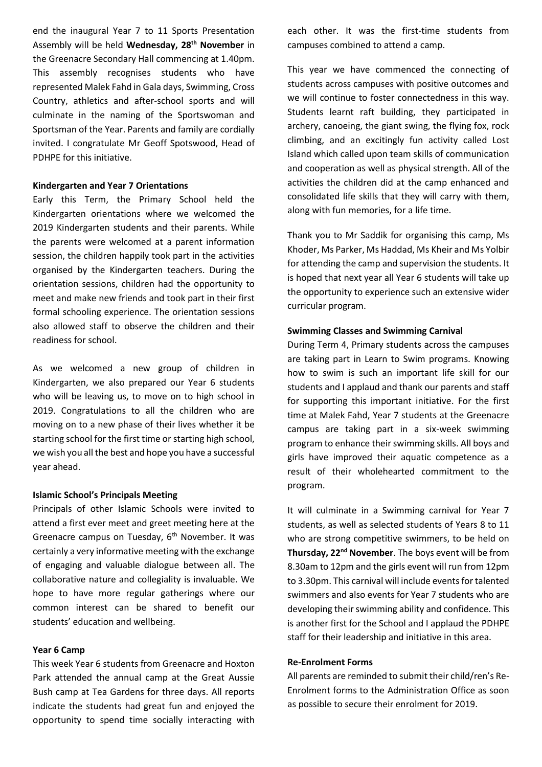end the inaugural Year 7 to 11 Sports Presentation Assembly will be held **Wednesday, 28th November** in the Greenacre Secondary Hall commencing at 1.40pm. This assembly recognises students who have represented Malek Fahd in Gala days, Swimming, Cross Country, athletics and after-school sports and will culminate in the naming of the Sportswoman and Sportsman of the Year. Parents and family are cordially invited. I congratulate Mr Geoff Spotswood, Head of PDHPE for this initiative.

**Kindergarten and Year 7 Orientations**

Early this Term, the Primary School held the Kindergarten orientations where we welcomed the 2019 Kindergarten students and their parents. While the parents were welcomed at a parent information session, the children happily took part in the activities organised by the Kindergarten teachers. During the orientation sessions, children had the opportunity to meet and make new friends and took part in their first formal schooling experience. The orientation sessions also allowed staff to observe the children and their readiness for school.

As we welcomed a new group of children in Kindergarten, we also prepared our Year 6 students who will be leaving us, to move on to high school in 2019. Congratulations to all the children who are moving on to a new phase of their lives whether it be starting school for the first time or starting high school, we wish you all the best and hope you have a successful year ahead.

**Islamic School's Principals Meeting**

Principals of other Islamic Schools were invited to attend a first ever meet and greet meeting here at the Greenacre campus on Tuesday, 6th November. It was certainly a very informative meeting with the exchange of engaging and valuable dialogue between all. The collaborative nature and collegiality is invaluable. We hope to have more regular gatherings where our common interest can be shared to benefit our students' education and wellbeing.

**Year 6 Camp**

This week Year 6 students from Greenacre and Hoxton Park attended the annual camp at the Great Aussie Bush camp at Tea Gardens for three days. All reports indicate the students had great fun and enjoyed the opportunity to spend time socially interacting with each other. It was the first-time students from campuses combined to attend a camp.

This year we have commenced the connecting of students across campuses with positive outcomes and we will continue to foster connectedness in this way. Students learnt raft building, they participated in archery, canoeing, the giant swing, the flying fox, rock climbing, and an excitingly fun activity called Lost Island which called upon team skills of communication and cooperation as well as physical strength. All of the activities the children did at the camp enhanced and consolidated life skills that they will carry with them, along with fun memories, for a life time.

Thank you to Mr Saddik for organising this camp, Ms Khoder, Ms Parker, Ms Haddad, Ms Kheir and Ms Yolbir for attending the camp and supervision the students. It is hoped that next year all Year 6 students will take up the opportunity to experience such an extensive wider curricular program.

**Swimming Classes and Swimming Carnival**

During Term 4, Primary students across the campuses are taking part in Learn to Swim programs. Knowing how to swim is such an important life skill for our students and I applaud and thank our parents and staff for supporting this important initiative. For the first time at Malek Fahd, Year 7 students at the Greenacre campus are taking part in a six-week swimming program to enhance their swimming skills. All boys and girls have improved their aquatic competence as a result of their wholehearted commitment to the program.

It will culminate in a Swimming carnival for Year 7 students, as well as selected students of Years 8 to 11 who are strong competitive swimmers, to be held on **Thursday, 22nd November**. The boys event will be from 8.30am to 12pm and the girls event will run from 12pm to 3.30pm. This carnival will include events for talented swimmers and also events for Year 7 students who are developing their swimming ability and confidence. This is another first for the School and I applaud the PDHPE staff for their leadership and initiative in this area.

**Re-Enrolment Forms**

All parents are reminded to submit their child/ren's Re-Enrolment forms to the Administration Office as soon as possible to secure their enrolment for 2019.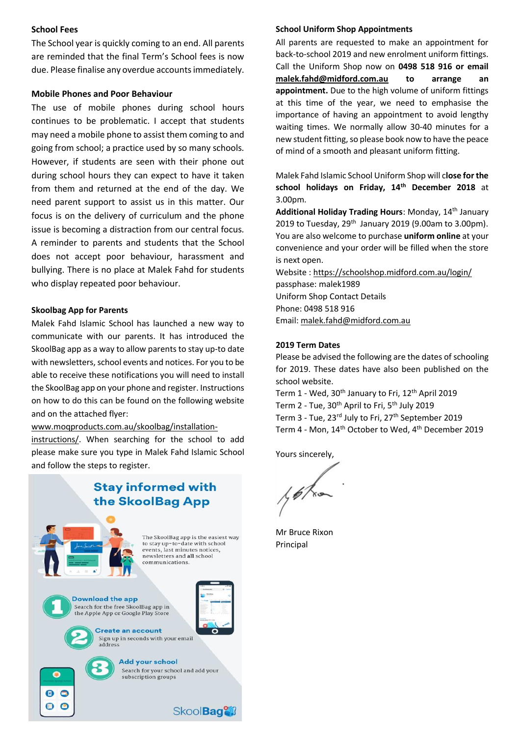## School Fees

The School year is quickly coming to an end. All parents are reminded that the final Term's School fees is now due. Please finalise any overdue accounts immediately.

## Mobile Phones and Poor Behaviour

The use of mobile phones during school hours continues to be problematic. I accept that students may need a mobile phone to assist them coming to and going from school; a practice used by so many schools. However, if students are seen with their phone out during school hours they can expect to have it taken from them and returned at the end of the day. We need parent support to assist us in this matter. Our focus is on the delivery of curriculum and the phone issue is becoming a distraction from our central focus. A reminder to parents and students that the School does not accept poor behaviour, harassment and bullying. There is no place at Malek Fahd for students who display repeated poor behaviour.

## Skoolbag App for Parents

Malek Fahd Islamic School has launched a new way to communicate with our parents. It has introduced the SkoolBag app as a way to allow parents to stay up-to date with newsletters, school events and notices. For you to be able to receive these notifications you will need to install the SkoolBag app on your phone and register. Instructions on how to do this can be found on the following website and on the attached flyer:

www.moqproducts.com.au/skoolbag/installation-instructions/. When searching for the school to add please make sure you type in Malek Fahd Islamic School and follow the steps to register.

**Stay informed with the SkoolBag App**

The SkoolBag app is the easiest way to stay up-to-date with school events, last minutes notices, newsletters and all school communications.

1. **Download the app** – Search for the free SkoolBag app in the Apple App or Google Play Store
2. **Create an account** – Sign up in seconds with your email address
3. **Add your school** – Search for your school and add your subscription groups

SkoolBag

## School Uniform Shop Appointments

All parents are requested to make an appointment for back-to-school 2019 and new enrolment uniform fittings. Call the Uniform Shop now on **0498 518 916 or email malek.fahd@midford.com.au to arrange an appointment.** Due to the high volume of uniform fittings at this time of the year, we need to emphasise the importance of having an appointment to avoid lengthy waiting times. We normally allow 30-40 minutes for a new student fitting, so please book now to have the peace of mind of a smooth and pleasant uniform fitting.

Malek Fahd Islamic School Uniform Shop will c**lose for the school holidays on Friday, 14th December 2018** at 3.00pm.

**Additional Holiday Trading Hours**: Monday, 14th January 2019 to Tuesday, 29th January 2019 (9.00am to 3.00pm).

You are also welcome to purchase **uniform online** at your convenience and your order will be filled when the store is next open.

Website : https://schoolshop.midford.com.au/login/

passphase: malek1989

Uniform Shop Contact Details

Phone: 0498 518 916

Email: malek.fahd@midford.com.au

## 2019 Term Dates

Please be advised the following are the dates of schooling for 2019. These dates have also been published on the school website.

Term 1 - Wed, 30th January to Fri, 12th April 2019

Term 2 - Tue, 30th April to Fri, 5th July 2019

Term 3 - Tue, 23rd July to Fri, 27th September 2019

Term 4 - Mon, 14th October to Wed, 4th December 2019

Yours sincerely,

Mr Bruce Rixon

Principal